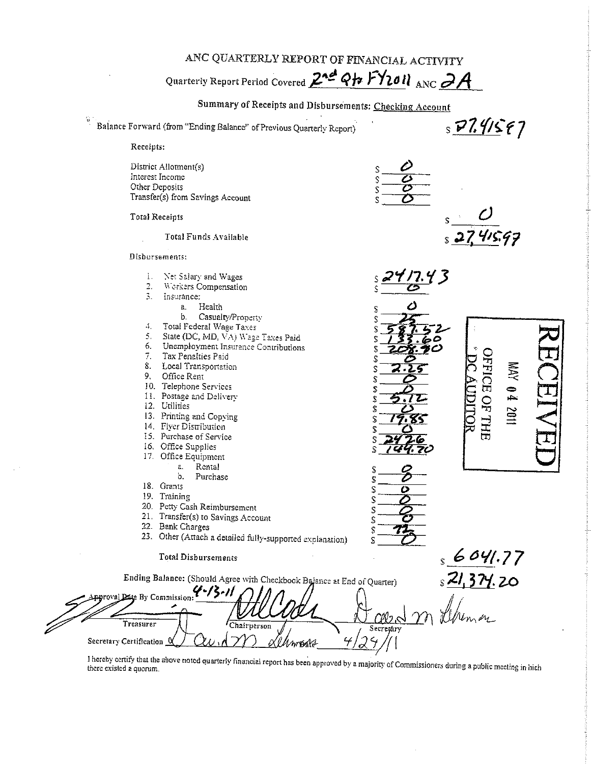# ANC QUARTERLY REPORT OF FINANCIAL ACTIVITY

Quarterly Report Period Covered **2nd Qtr FY2011** ANC **2A**

## Summary of Receipts and Disbursements: Checking Account

| | | |
|---|---|---|
| Balance Forward (from "Ending Balance" of Previous Quarterly Report) | | $ 27,415.97 |
| **Receipts:** | | |
| District Allotment(s) | $ 0 | |
| Interest Income | $ 0 | |
| Other Deposits | $ 0 | |
| Transfer(s) from Savings Account | $ 0 | |
| Total Receipts | | $ 0 |
| Total Funds Available | | $ 27,415.97 |
| **Disbursements:** | | |
| 1. Net Salary and Wages | $ 2417.43 | |
| 2. Workers Compensation | $ 0 | |
| 3. Insurance: | | |
| a. Health | $ 0 | |
| b. Casualty/Property | $ 25 | |
| 4. Total Federal Wage Taxes | $ 587.52 | |
| 5. State (DC, MD, VA) Wage Taxes Paid | $ 133.60 | |
| 6. Unemployment Insurance Contributions | $ 208.90 | |
| 7. Tax Penalties Paid | $ 0 | |
| 8. Local Transportation | $ 2.25 | |
| 9. Office Rent | $ 0 | |
| 10. Telephone Services | $ 0 | |
| 11. Postage and Delivery | $ 5.12 | |
| 12. Utilities | $ 0 | |
| 13. Printing and Copying | $ 19.85 | |
| 14. Flyer Distribution | $ 0 | |
| 15. Purchase of Service | $ 2426 | |
| 16. Office Supplies | $ 144.70 | |
| 17. Office Equipment | | |
| a. Rental | $ 0 | |
| b. Purchase | $ 0 | |
| 18. Grants | $ 0 | |
| 19. Training | $ 0 | |
| 20. Petty Cash Reimbursement | $ 0 | |
| 21. Transfer(s) to Savings Account | $ 0 | |
| 22. Bank Charges | $ 72 | |
| 23. Other (Attach a detailed fully-supported explanation) | $ 0 | |
| Total Disbursements | | $ 6041.77 |
| **Ending Balance:** (Should Agree with Checkbook Balance at End of Quarter) | | $ 21,374.20 |

RECEIVED
MAY 04 2011
OFFICE OF THE DC AUDITOR

Approval Date By Commission: 4-13-11

[signature] Treasurer &nbsp;&nbsp; [signature] Chairperson &nbsp;&nbsp; [signature] Secretary

Secretary Certification [signature] 4/24/11

I hereby certify that the above noted quarterly financial report has been approved by a majority of Commissioners during a public meeting in hich there existed a quorum.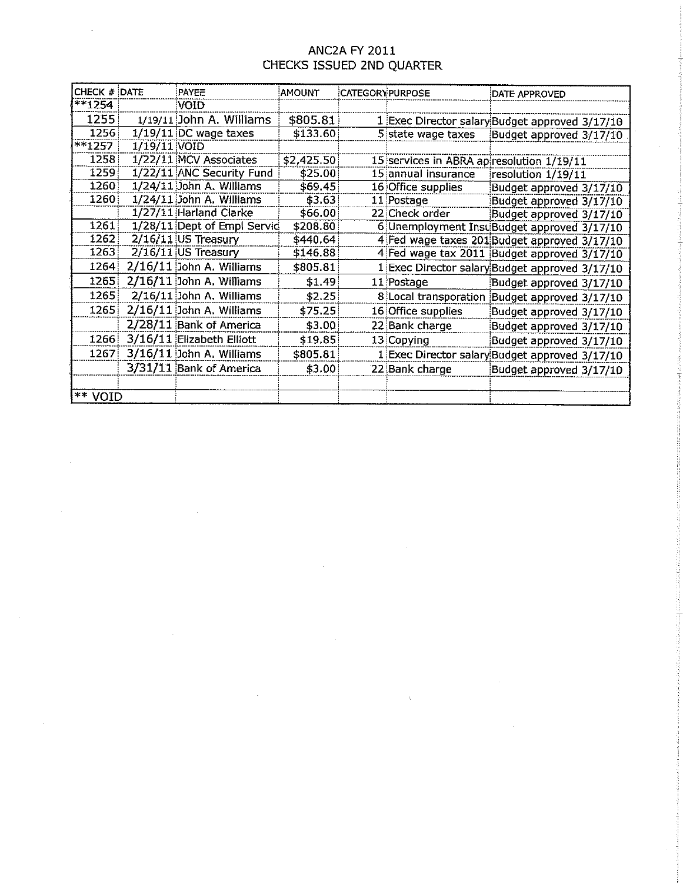# ANC2A FY 2011
## CHECKS ISSUED 2ND QUARTER

| CHECK # | DATE | PAYEE | AMOUNT | CATEGORY | PURPOSE | DATE APPROVED |
|---|---|---|---|---|---|---|
| **1254 | | VOID | | | | |
| 1255 | 1/19/11 | John A. Williams | $805.81 | 1 | Exec Director salary | Budget approved 3/17/10 |
| 1256 | 1/19/11 | DC wage taxes | $133.60 | 5 | state wage taxes | Budget approved 3/17/10 |
| **1257 | 1/19/11 | VOID | | | | |
| 1258 | 1/22/11 | MCV Associates | $2,425.50 | 15 | services in ABRA ap | resolution 1/19/11 |
| 1259 | 1/22/11 | ANC Security Fund | $25.00 | 15 | annual insurance | resolution 1/19/11 |
| 1260 | 1/24/11 | John A. Williams | $69.45 | 16 | Office supplies | Budget approved 3/17/10 |
| 1260 | 1/24/11 | John A. Williams | $3.63 | 11 | Postage | Budget approved 3/17/10 |
| | 1/27/11 | Harland Clarke | $66.00 | 22 | Check order | Budget approved 3/17/10 |
| 1261 | 1/28/11 | Dept of Empl Servic | $208.80 | 6 | Unemployment Insu | Budget approved 3/17/10 |
| 1262 | 2/16/11 | US Treasury | $440.64 | 4 | Fed wage taxes 201 | Budget approved 3/17/10 |
| 1263 | 2/16/11 | US Treasury | $146.88 | 4 | Fed wage tax 2011 | Budget approved 3/17/10 |
| 1264 | 2/16/11 | John A. Williams | $805.81 | 1 | Exec Director salary | Budget approved 3/17/10 |
| 1265 | 2/16/11 | John A. Williams | $1.49 | 11 | Postage | Budget approved 3/17/10 |
| 1265 | 2/16/11 | John A. Williams | $2.25 | 8 | Local transporation | Budget approved 3/17/10 |
| 1265 | 2/16/11 | John A. Williams | $75.25 | 16 | Office supplies | Budget approved 3/17/10 |
| | 2/28/11 | Bank of America | $3.00 | 22 | Bank charge | Budget approved 3/17/10 |
| 1266 | 3/16/11 | Elizabeth Elliott | $19.85 | 13 | Copying | Budget approved 3/17/10 |
| 1267 | 3/16/11 | John A. Williams | $805.81 | 1 | Exec Director salary | Budget approved 3/17/10 |
| | 3/31/11 | Bank of America | $3.00 | 22 | Bank charge | Budget approved 3/17/10 |
| | | | | | | |
| ** VOID | | | | | | |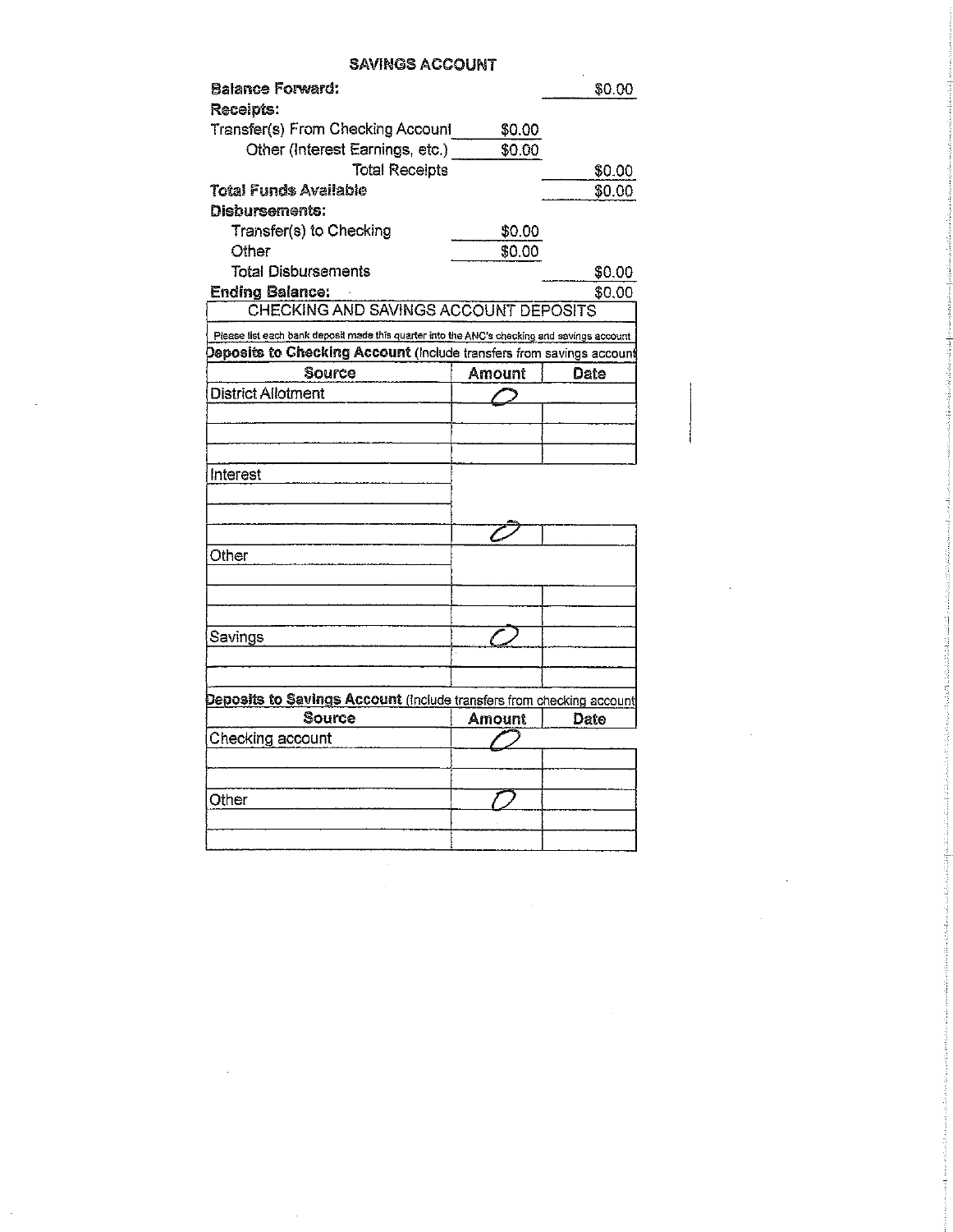## SAVINGS ACCOUNT

| | | |
|---|---|---|
| **Balance Forward:** | | $0.00 |
| **Receipts:** | | |
| Transfer(s) From Checking Account | $0.00 | |
| Other (Interest Earnings, etc.) | $0.00 | |
| Total Receipts | | $0.00 |
| **Total Funds Available** | | $0.00 |
| **Disbursements:** | | |
| Transfer(s) to Checking | $0.00 | |
| Other | $0.00 | |
| Total Disbursements | | $0.00 |
| **Ending Balance:** | | $0.00 |

## CHECKING AND SAVINGS ACCOUNT DEPOSITS

Please list each bank deposit made this quarter into the ANC's checking and savings account

**Deposits to Checking Account** (Include transfers from savings account)

| Source | Amount | Date |
|---|---|---|
| District Allotment | 0 | |
| | | |
| | | |
| | | |
| Interest | | |
| | | |
| | | |
| | 0 | |
| Other | | |
| | | |
| | | |
| | | |
| Savings | 0 | |
| | | |
| | | |

**Deposits to Savings Account** (Include transfers from checking account)

| Source | Amount | Date |
|---|---|---|
| Checking account | 0 | |
| | | |
| | | |
| Other | 0 | |
| | | |
| | | |